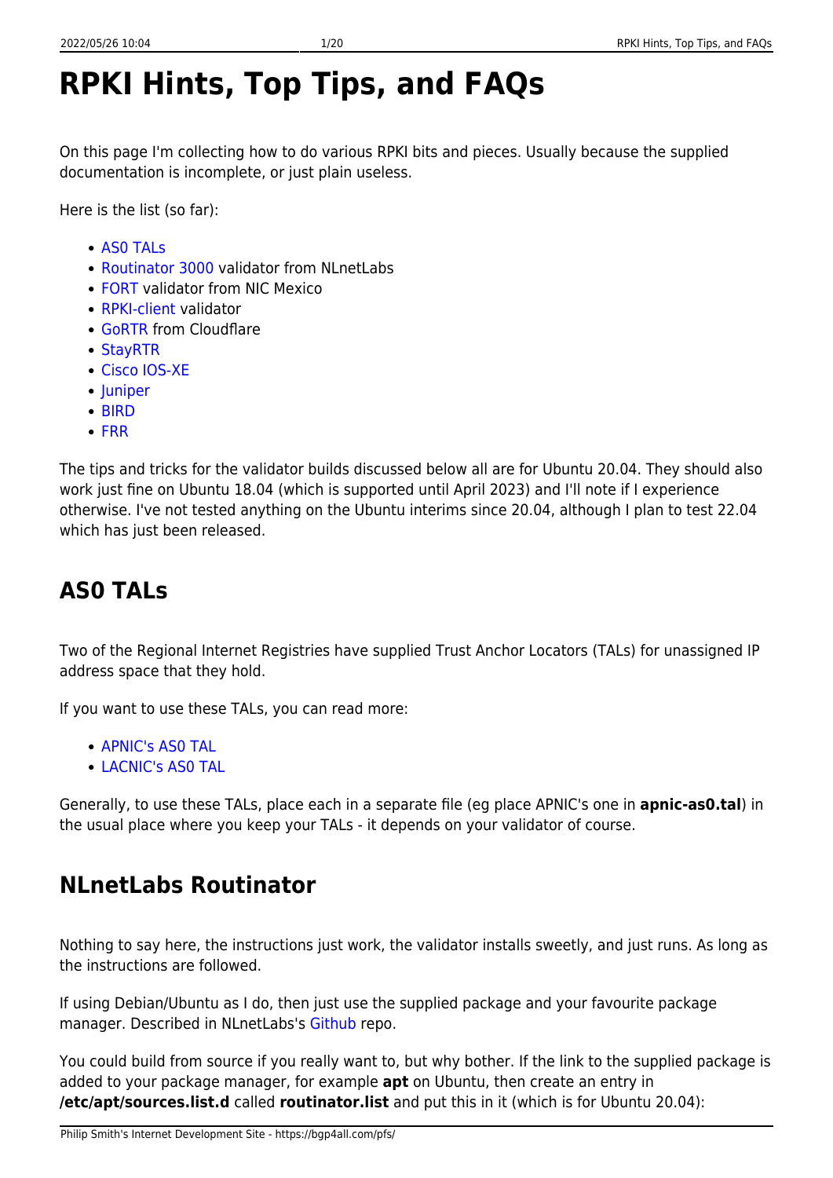# RPKI Hints, Top Tips, and FAQs

On this page I'm collecting how to do various RPKI bits and pieces. Usually because the supplied documentation is incomplete, or just plain useless.

Here is the list (so far):

- AS0 TALs
- Routinator 3000 validator from NLnetLabs
- FORT validator from NIC Mexico
- RPKI-client validator
- GoRTR from Cloudflare
- StayRTR
- Cisco IOS-XE
- Juniper
- BIRD
- FRR

The tips and tricks for the validator builds discussed below all are for Ubuntu 20.04. They should also work just fine on Ubuntu 18.04 (which is supported until April 2023) and I'll note if I experience otherwise. I've not tested anything on the Ubuntu interims since 20.04, although I plan to test 22.04 which has just been released.

## AS0 TALs

Two of the Regional Internet Registries have supplied Trust Anchor Locators (TALs) for unassigned IP address space that they hold.

If you want to use these TALs, you can read more:

- APNIC's AS0 TAL
- LACNIC's AS0 TAL

Generally, to use these TALs, place each in a separate file (eg place APNIC's one in **apnic-as0.tal**) in the usual place where you keep your TALs - it depends on your validator of course.

## NLnetLabs Routinator

Nothing to say here, the instructions just work, the validator installs sweetly, and just runs. As long as the instructions are followed.

If using Debian/Ubuntu as I do, then just use the supplied package and your favourite package manager. Described in NLnetLabs's Github repo.

You could build from source if you really want to, but why bother. If the link to the supplied package is added to your package manager, for example **apt** on Ubuntu, then create an entry in **/etc/apt/sources.list.d** called **routinator.list** and put this in it (which is for Ubuntu 20.04):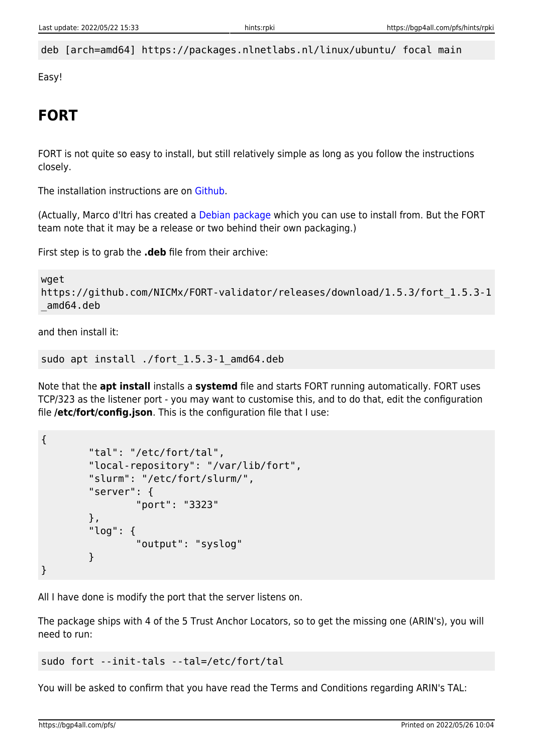```
deb [arch=amd64] https://packages.nlnetlabs.nl/linux/ubuntu/ focal main
```

Easy!

## FORT

FORT is not quite so easy to install, but still relatively simple as long as you follow the instructions closely.

The installation instructions are on Github.

(Actually, Marco d'Itri has created a Debian package which you can use to install from. But the FORT team note that it may be a release or two behind their own packaging.)

First step is to grab the **.deb** file from their archive:

```
wget
https://github.com/NICMx/FORT-validator/releases/download/1.5.3/fort_1.5.3-1_amd64.deb
```

and then install it:

```
sudo apt install ./fort_1.5.3-1_amd64.deb
```

Note that the **apt install** installs a **systemd** file and starts FORT running automatically. FORT uses TCP/323 as the listener port - you may want to customise this, and to do that, edit the configuration file **/etc/fort/config.json**. This is the configuration file that I use:

```
{
        "tal": "/etc/fort/tal",
        "local-repository": "/var/lib/fort",
        "slurm": "/etc/fort/slurm/",
        "server": {
                "port": "3323"
        },
        "log": {
                "output": "syslog"
        }
}
```

All I have done is modify the port that the server listens on.

The package ships with 4 of the 5 Trust Anchor Locators, so to get the missing one (ARIN's), you will need to run:

```
sudo fort --init-tals --tal=/etc/fort/tal
```

You will be asked to confirm that you have read the Terms and Conditions regarding ARIN's TAL: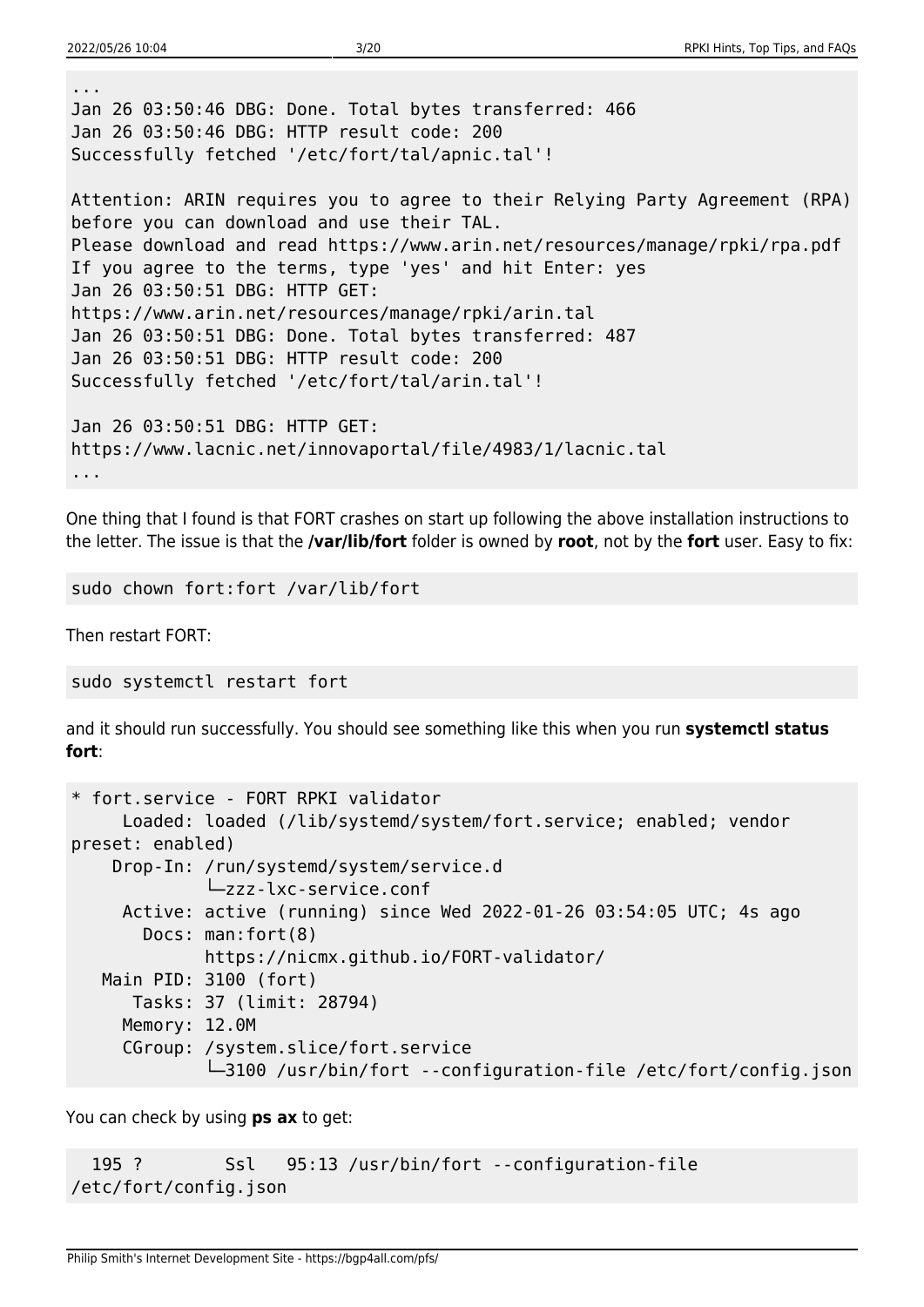```
...
Jan 26 03:50:46 DBG: Done. Total bytes transferred: 466
Jan 26 03:50:46 DBG: HTTP result code: 200
Successfully fetched '/etc/fort/tal/apnic.tal'!

Attention: ARIN requires you to agree to their Relying Party Agreement (RPA)
before you can download and use their TAL.
Please download and read https://www.arin.net/resources/manage/rpki/rpa.pdf
If you agree to the terms, type 'yes' and hit Enter: yes
Jan 26 03:50:51 DBG: HTTP GET:
https://www.arin.net/resources/manage/rpki/arin.tal
Jan 26 03:50:51 DBG: Done. Total bytes transferred: 487
Jan 26 03:50:51 DBG: HTTP result code: 200
Successfully fetched '/etc/fort/tal/arin.tal'!

Jan 26 03:50:51 DBG: HTTP GET:
https://www.lacnic.net/innovaportal/file/4983/1/lacnic.tal
...
```

One thing that I found is that FORT crashes on start up following the above installation instructions to the letter. The issue is that the **/var/lib/fort** folder is owned by **root**, not by the **fort** user. Easy to fix:

```
sudo chown fort:fort /var/lib/fort
```

Then restart FORT:

```
sudo systemctl restart fort
```

and it should run successfully. You should see something like this when you run **systemctl status fort**:

```
* fort.service - FORT RPKI validator
     Loaded: loaded (/lib/systemd/system/fort.service; enabled; vendor
preset: enabled)
    Drop-In: /run/systemd/system/service.d
             └─zzz-lxc-service.conf
     Active: active (running) since Wed 2022-01-26 03:54:05 UTC; 4s ago
       Docs: man:fort(8)
             https://nicmx.github.io/FORT-validator/
   Main PID: 3100 (fort)
      Tasks: 37 (limit: 28794)
     Memory: 12.0M
     CGroup: /system.slice/fort.service
             └─3100 /usr/bin/fort --configuration-file /etc/fort/config.json
```

You can check by using **ps ax** to get:

```
  195 ?        Ssl   95:13 /usr/bin/fort --configuration-file
/etc/fort/config.json
```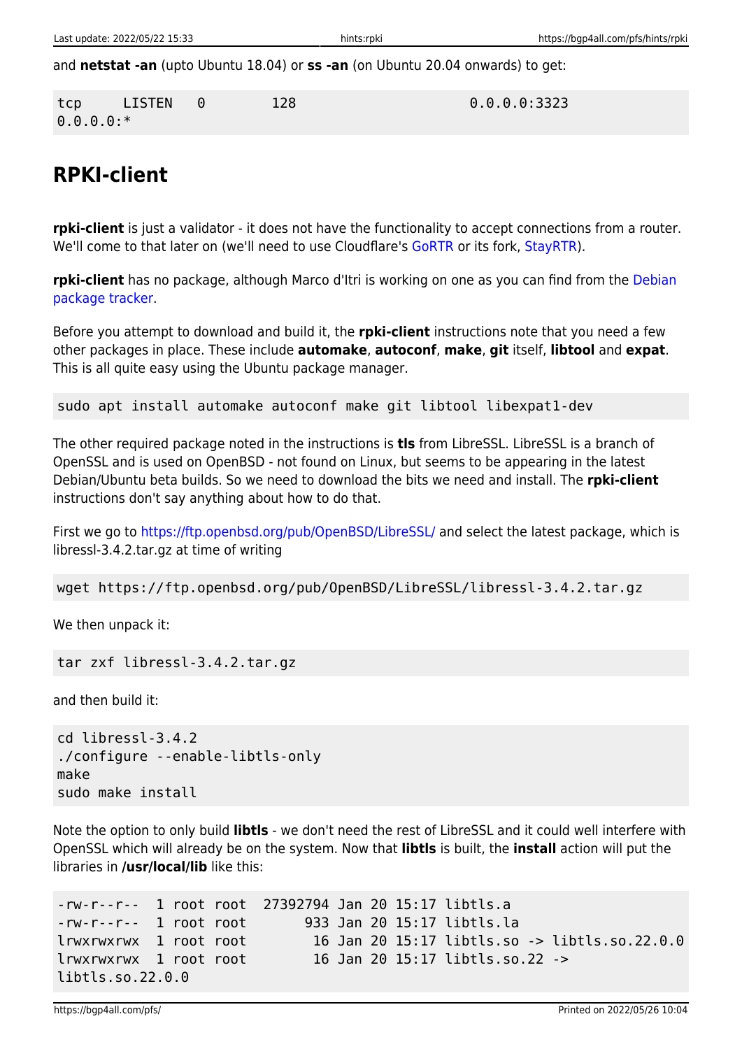and **netstat -an** (upto Ubuntu 18.04) or **ss -an** (on Ubuntu 20.04 onwards) to get:

```
tcp     LISTEN   0        128                      0.0.0.0:3323
0.0.0.0:*
```

## RPKI-client

**rpki-client** is just a validator - it does not have the functionality to accept connections from a router. We'll come to that later on (we'll need to use Cloudflare's GoRTR or its fork, StayRTR).

**rpki-client** has no package, although Marco d'Itri is working on one as you can find from the Debian package tracker.

Before you attempt to download and build it, the **rpki-client** instructions note that you need a few other packages in place. These include **automake**, **autoconf**, **make**, **git** itself, **libtool** and **expat**. This is all quite easy using the Ubuntu package manager.

```
sudo apt install automake autoconf make git libtool libexpat1-dev
```

The other required package noted in the instructions is **tls** from LibreSSL. LibreSSL is a branch of OpenSSL and is used on OpenBSD - not found on Linux, but seems to be appearing in the latest Debian/Ubuntu beta builds. So we need to download the bits we need and install. The **rpki-client** instructions don't say anything about how to do that.

First we go to https://ftp.openbsd.org/pub/OpenBSD/LibreSSL/ and select the latest package, which is libressl-3.4.2.tar.gz at time of writing

```
wget https://ftp.openbsd.org/pub/OpenBSD/LibreSSL/libressl-3.4.2.tar.gz
```

We then unpack it:

```
tar zxf libressl-3.4.2.tar.gz
```

and then build it:

```
cd libressl-3.4.2
./configure --enable-libtls-only
make
sudo make install
```

Note the option to only build **libtls** - we don't need the rest of LibreSSL and it could well interfere with OpenSSL which will already be on the system. Now that **libtls** is built, the **install** action will put the libraries in **/usr/local/lib** like this:

```
-rw-r--r--  1 root root  27392794 Jan 20 15:17 libtls.a
-rw-r--r--  1 root root       933 Jan 20 15:17 libtls.la
lrwxrwxrwx  1 root root        16 Jan 20 15:17 libtls.so -> libtls.so.22.0.0
lrwxrwxrwx  1 root root        16 Jan 20 15:17 libtls.so.22 ->
libtls.so.22.0.0
```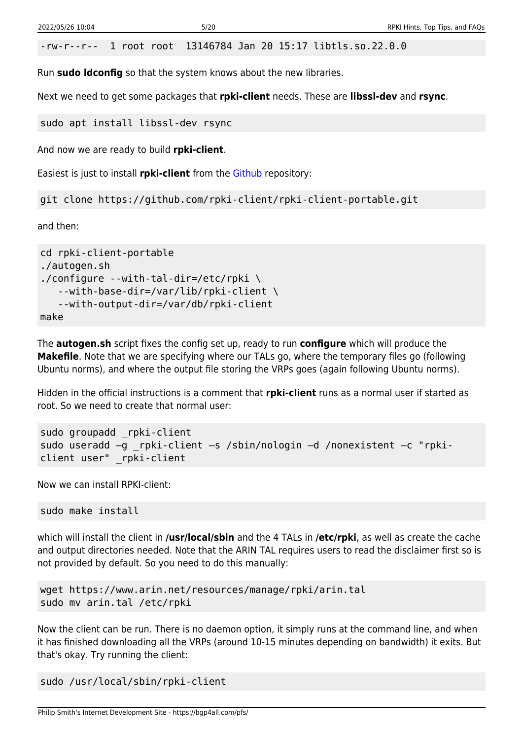```
-rw-r--r--  1 root root  13146784 Jan 20 15:17 libtls.so.22.0.0
```

Run **sudo ldconfig** so that the system knows about the new libraries.

Next we need to get some packages that **rpki-client** needs. These are **libssl-dev** and **rsync**.

```
sudo apt install libssl-dev rsync
```

And now we are ready to build **rpki-client**.

Easiest is just to install **rpki-client** from the Github repository:

```
git clone https://github.com/rpki-client/rpki-client-portable.git
```

and then:

```
cd rpki-client-portable
./autogen.sh
./configure --with-tal-dir=/etc/rpki \
   --with-base-dir=/var/lib/rpki-client \
   --with-output-dir=/var/db/rpki-client
make
```

The **autogen.sh** script fixes the config set up, ready to run **configure** which will produce the **Makefile**. Note that we are specifying where our TALs go, where the temporary files go (following Ubuntu norms), and where the output file storing the VRPs goes (again following Ubuntu norms).

Hidden in the official instructions is a comment that **rpki-client** runs as a normal user if started as root. So we need to create that normal user:

```
sudo groupadd _rpki-client
sudo useradd –g _rpki-client –s /sbin/nologin –d /nonexistent –c "rpki-client user" _rpki-client
```

Now we can install RPKI-client:

```
sudo make install
```

which will install the client in **/usr/local/sbin** and the 4 TALs in **/etc/rpki**, as well as create the cache and output directories needed. Note that the ARIN TAL requires users to read the disclaimer first so is not provided by default. So you need to do this manually:

```
wget https://www.arin.net/resources/manage/rpki/arin.tal
sudo mv arin.tal /etc/rpki
```

Now the client can be run. There is no daemon option, it simply runs at the command line, and when it has finished downloading all the VRPs (around 10-15 minutes depending on bandwidth) it exits. But that's okay. Try running the client:

```
sudo /usr/local/sbin/rpki-client
```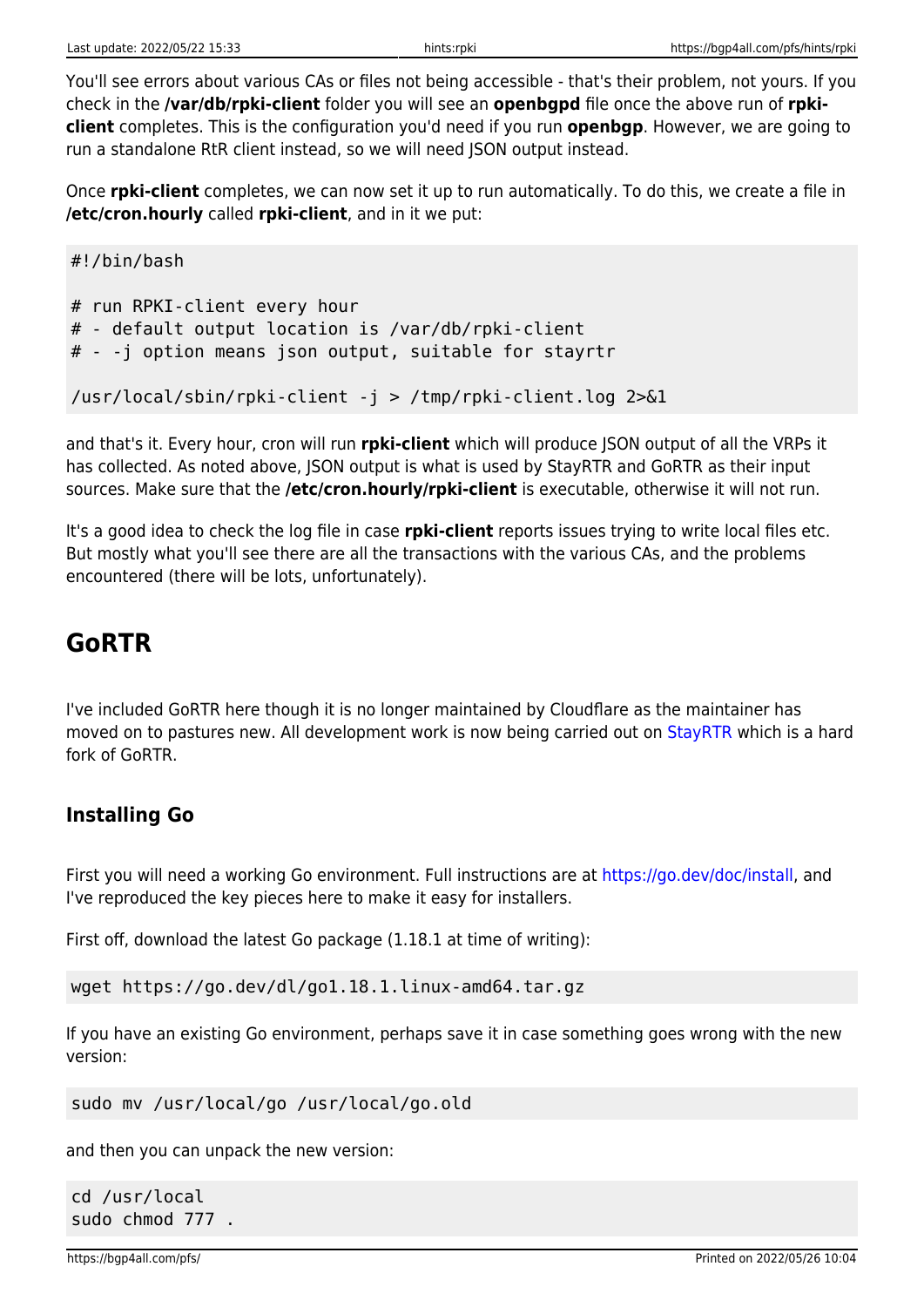You'll see errors about various CAs or files not being accessible - that's their problem, not yours. If you check in the **/var/db/rpki-client** folder you will see an **openbgpd** file once the above run of **rpki-client** completes. This is the configuration you'd need if you run **openbgp**. However, we are going to run a standalone RtR client instead, so we will need JSON output instead.

Once **rpki-client** completes, we can now set it up to run automatically. To do this, we create a file in **/etc/cron.hourly** called **rpki-client**, and in it we put:

```
#!/bin/bash

# run RPKI-client every hour
# - default output location is /var/db/rpki-client
# - -j option means json output, suitable for stayrtr

/usr/local/sbin/rpki-client -j > /tmp/rpki-client.log 2>&1
```

and that's it. Every hour, cron will run **rpki-client** which will produce JSON output of all the VRPs it has collected. As noted above, JSON output is what is used by StayRTR and GoRTR as their input sources. Make sure that the **/etc/cron.hourly/rpki-client** is executable, otherwise it will not run.

It's a good idea to check the log file in case **rpki-client** reports issues trying to write local files etc. But mostly what you'll see there are all the transactions with the various CAs, and the problems encountered (there will be lots, unfortunately).

## GoRTR

I've included GoRTR here though it is no longer maintained by Cloudflare as the maintainer has moved on to pastures new. All development work is now being carried out on StayRTR which is a hard fork of GoRTR.

### Installing Go

First you will need a working Go environment. Full instructions are at https://go.dev/doc/install, and I've reproduced the key pieces here to make it easy for installers.

First off, download the latest Go package (1.18.1 at time of writing):

```
wget https://go.dev/dl/go1.18.1.linux-amd64.tar.gz
```

If you have an existing Go environment, perhaps save it in case something goes wrong with the new version:

```
sudo mv /usr/local/go /usr/local/go.old
```

and then you can unpack the new version:

```
cd /usr/local
sudo chmod 777 .
```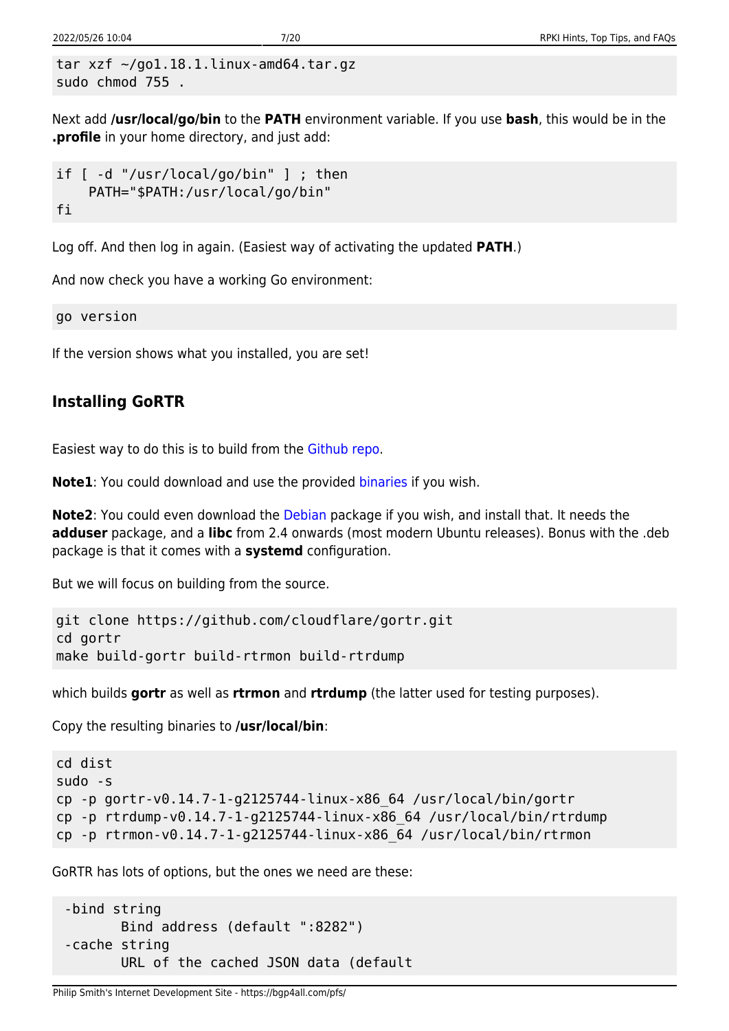```
tar xzf ~/go1.18.1.linux-amd64.tar.gz
sudo chmod 755 .
```

Next add **/usr/local/go/bin** to the **PATH** environment variable. If you use **bash**, this would be in the **.profile** in your home directory, and just add:

```
if [ -d "/usr/local/go/bin" ] ; then
    PATH="$PATH:/usr/local/go/bin"
fi
```

Log off. And then log in again. (Easiest way of activating the updated **PATH**.)

And now check you have a working Go environment:

```
go version
```

If the version shows what you installed, you are set!

### Installing GoRTR

Easiest way to do this is to build from the Github repo.

**Note1**: You could download and use the provided binaries if you wish.

**Note2**: You could even download the Debian package if you wish, and install that. It needs the **adduser** package, and a **libc** from 2.4 onwards (most modern Ubuntu releases). Bonus with the .deb package is that it comes with a **systemd** configuration.

But we will focus on building from the source.

```
git clone https://github.com/cloudflare/gortr.git
cd gortr
make build-gortr build-rtrmon build-rtrdump
```

which builds **gortr** as well as **rtrmon** and **rtrdump** (the latter used for testing purposes).

Copy the resulting binaries to **/usr/local/bin**:

```
cd dist
sudo -s
cp -p gortr-v0.14.7-1-g2125744-linux-x86_64 /usr/local/bin/gortr
cp -p rtrdump-v0.14.7-1-g2125744-linux-x86_64 /usr/local/bin/rtrdump
cp -p rtrmon-v0.14.7-1-g2125744-linux-x86_64 /usr/local/bin/rtrmon
```

GoRTR has lots of options, but the ones we need are these:

```
 -bind string
        Bind address (default ":8282")
 -cache string
        URL of the cached JSON data (default
```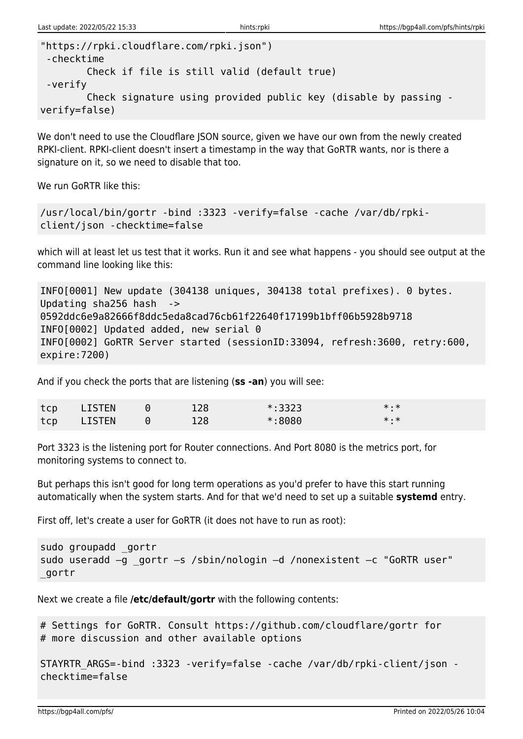```
"https://rpki.cloudflare.com/rpki.json")
 -checktime
        Check if file is still valid (default true)
 -verify
        Check signature using provided public key (disable by passing -
verify=false)
```

We don't need to use the Cloudflare JSON source, given we have our own from the newly created RPKI-client. RPKI-client doesn't insert a timestamp in the way that GoRTR wants, nor is there a signature on it, so we need to disable that too.

We run GoRTR like this:

```
/usr/local/bin/gortr -bind :3323 -verify=false -cache /var/db/rpki-
client/json -checktime=false
```

which will at least let us test that it works. Run it and see what happens - you should see output at the command line looking like this:

```
INFO[0001] New update (304138 uniques, 304138 total prefixes). 0 bytes.
Updating sha256 hash  ->
0592ddc6e9a82666f8ddc5eda8cad76cb61f22640f17199b1bff06b5928b9718
INFO[0002] Updated added, new serial 0
INFO[0002] GoRTR Server started (sessionID:33094, refresh:3600, retry:600,
expire:7200)
```

And if you check the ports that are listening (**ss -an**) you will see:

```
tcp    LISTEN     0      128          *:3323               *:*
tcp    LISTEN     0      128          *:8080               *:*
```

Port 3323 is the listening port for Router connections. And Port 8080 is the metrics port, for monitoring systems to connect to.

But perhaps this isn't good for long term operations as you'd prefer to have this start running automatically when the system starts. And for that we'd need to set up a suitable **systemd** entry.

First off, let's create a user for GoRTR (it does not have to run as root):

```
sudo groupadd _gortr
sudo useradd –g _gortr –s /sbin/nologin –d /nonexistent –c "GoRTR user"
_gortr
```

Next we create a file **/etc/default/gortr** with the following contents:

```
# Settings for GoRTR. Consult https://github.com/cloudflare/gortr for
# more discussion and other available options

STAYRTR_ARGS=-bind :3323 -verify=false -cache /var/db/rpki-client/json -
checktime=false
```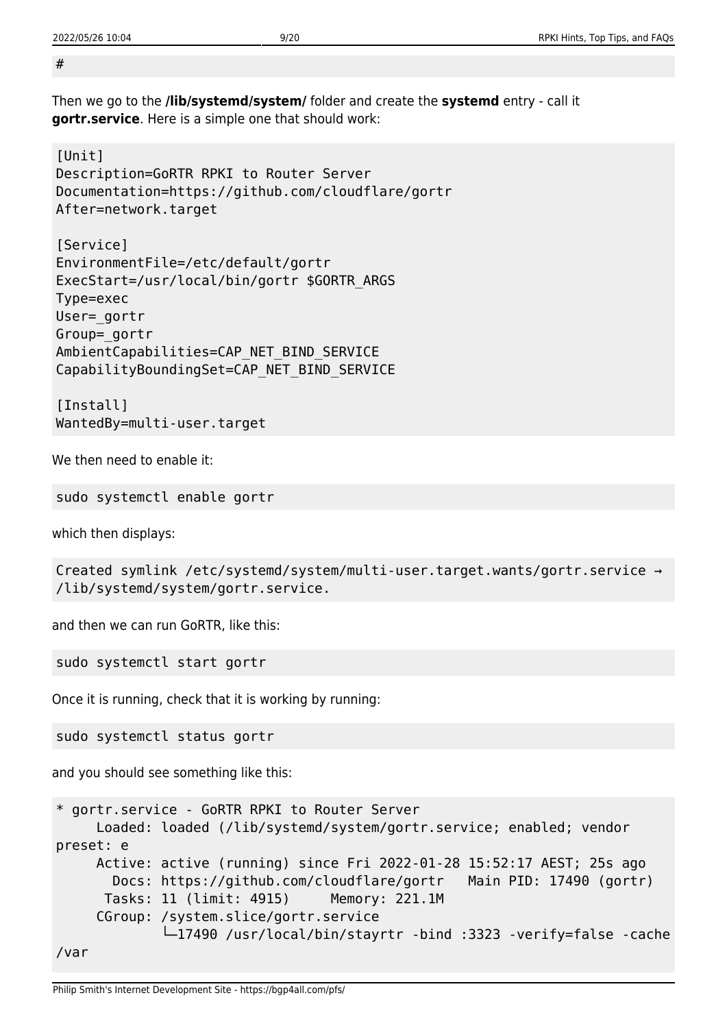```
#
```

Then we go to the **/lib/systemd/system/** folder and create the **systemd** entry - call it **gortr.service**. Here is a simple one that should work:

```
[Unit]
Description=GoRTR RPKI to Router Server
Documentation=https://github.com/cloudflare/gortr
After=network.target

[Service]
EnvironmentFile=/etc/default/gortr
ExecStart=/usr/local/bin/gortr $GORTR_ARGS
Type=exec
User=_gortr
Group=_gortr
AmbientCapabilities=CAP_NET_BIND_SERVICE
CapabilityBoundingSet=CAP_NET_BIND_SERVICE

[Install]
WantedBy=multi-user.target
```

We then need to enable it:

```
sudo systemctl enable gortr
```

which then displays:

```
Created symlink /etc/systemd/system/multi-user.target.wants/gortr.service →
/lib/systemd/system/gortr.service.
```

and then we can run GoRTR, like this:

```
sudo systemctl start gortr
```

Once it is running, check that it is working by running:

```
sudo systemctl status gortr
```

and you should see something like this:

```
* gortr.service - GoRTR RPKI to Router Server
     Loaded: loaded (/lib/systemd/system/gortr.service; enabled; vendor
preset: e
     Active: active (running) since Fri 2022-01-28 15:52:17 AEST; 25s ago
       Docs: https://github.com/cloudflare/gortr   Main PID: 17490 (gortr)
      Tasks: 11 (limit: 4915)     Memory: 221.1M
     CGroup: /system.slice/gortr.service
             └─17490 /usr/local/bin/stayrtr -bind :3323 -verify=false -cache
/var
```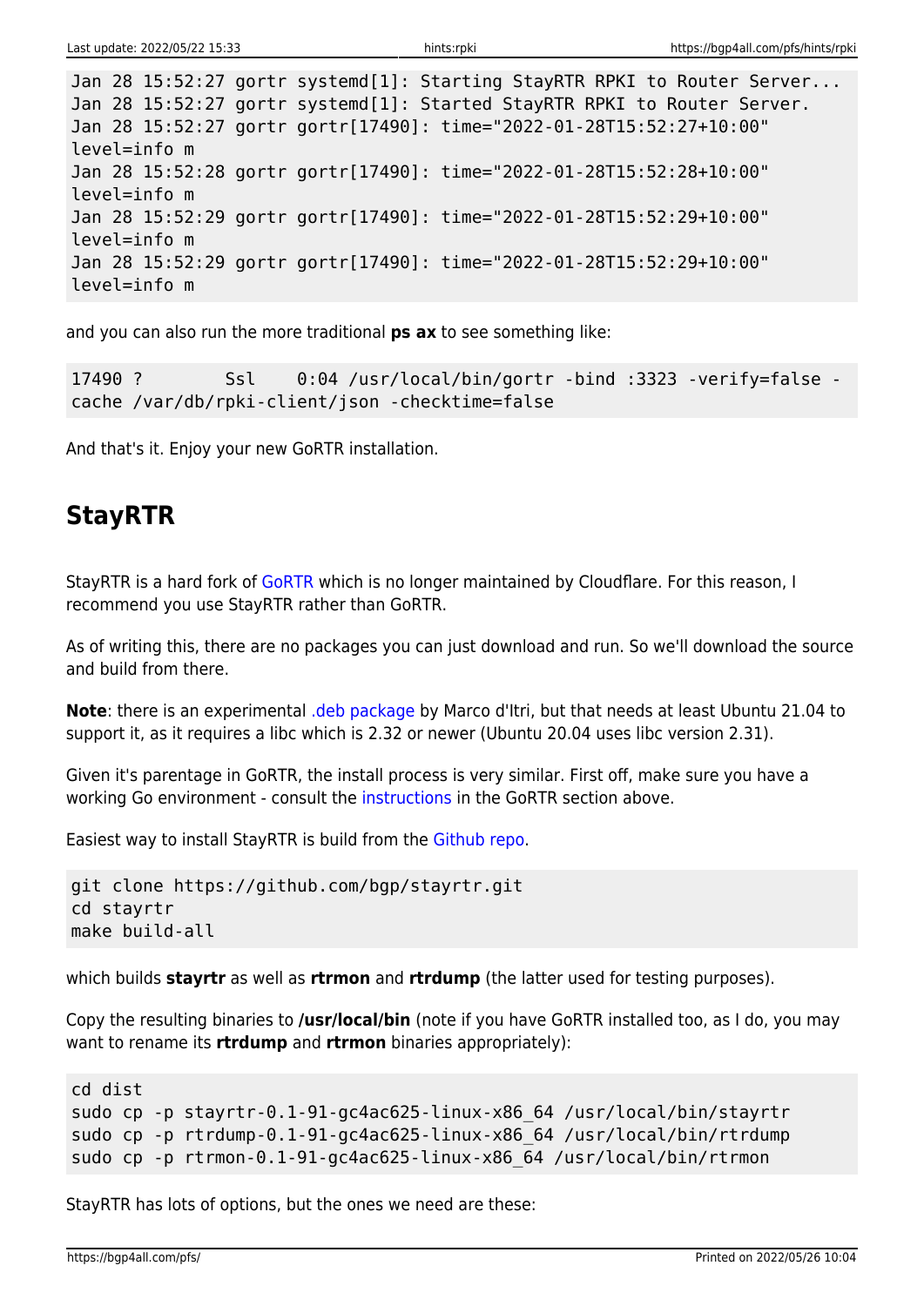```
Jan 28 15:52:27 gortr systemd[1]: Starting StayRTR RPKI to Router Server...
Jan 28 15:52:27 gortr systemd[1]: Started StayRTR RPKI to Router Server.
Jan 28 15:52:27 gortr gortr[17490]: time="2022-01-28T15:52:27+10:00"
level=info m
Jan 28 15:52:28 gortr gortr[17490]: time="2022-01-28T15:52:28+10:00"
level=info m
Jan 28 15:52:29 gortr gortr[17490]: time="2022-01-28T15:52:29+10:00"
level=info m
Jan 28 15:52:29 gortr gortr[17490]: time="2022-01-28T15:52:29+10:00"
level=info m
```

and you can also run the more traditional **ps ax** to see something like:

```
17490 ?        Ssl    0:04 /usr/local/bin/gortr -bind :3323 -verify=false -
cache /var/db/rpki-client/json -checktime=false
```

And that's it. Enjoy your new GoRTR installation.

## StayRTR

StayRTR is a hard fork of GoRTR which is no longer maintained by Cloudflare. For this reason, I recommend you use StayRTR rather than GoRTR.

As of writing this, there are no packages you can just download and run. So we'll download the source and build from there.

**Note**: there is an experimental .deb package by Marco d'Itri, but that needs at least Ubuntu 21.04 to support it, as it requires a libc which is 2.32 or newer (Ubuntu 20.04 uses libc version 2.31).

Given it's parentage in GoRTR, the install process is very similar. First off, make sure you have a working Go environment - consult the instructions in the GoRTR section above.

Easiest way to install StayRTR is build from the Github repo.

```
git clone https://github.com/bgp/stayrtr.git
cd stayrtr
make build-all
```

which builds **stayrtr** as well as **rtrmon** and **rtrdump** (the latter used for testing purposes).

Copy the resulting binaries to **/usr/local/bin** (note if you have GoRTR installed too, as I do, you may want to rename its **rtrdump** and **rtrmon** binaries appropriately):

```
cd dist
sudo cp -p stayrtr-0.1-91-gc4ac625-linux-x86_64 /usr/local/bin/stayrtr
sudo cp -p rtrdump-0.1-91-gc4ac625-linux-x86_64 /usr/local/bin/rtrdump
sudo cp -p rtrmon-0.1-91-gc4ac625-linux-x86_64 /usr/local/bin/rtrmon
```

StayRTR has lots of options, but the ones we need are these: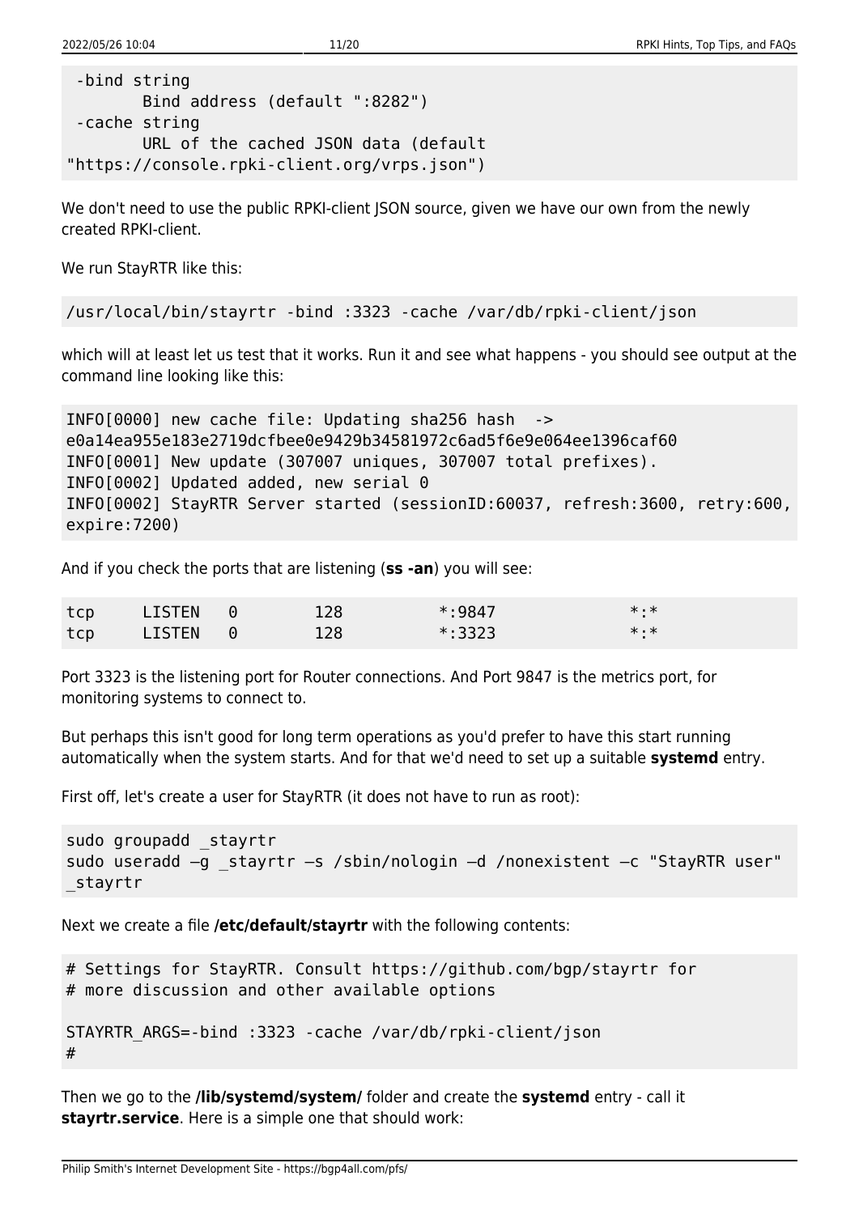```
 -bind string
        Bind address (default ":8282")
 -cache string
        URL of the cached JSON data (default
"https://console.rpki-client.org/vrps.json")
```

We don't need to use the public RPKI-client JSON source, given we have our own from the newly created RPKI-client.

We run StayRTR like this:

```
/usr/local/bin/stayrtr -bind :3323 -cache /var/db/rpki-client/json
```

which will at least let us test that it works. Run it and see what happens - you should see output at the command line looking like this:

```
INFO[0000] new cache file: Updating sha256 hash  ->
e0a14ea955e183e2719dcfbee0e9429b34581972c6ad5f6e9e064ee1396caf60
INFO[0001] New update (307007 uniques, 307007 total prefixes).
INFO[0002] Updated added, new serial 0
INFO[0002] StayRTR Server started (sessionID:60037, refresh:3600, retry:600,
expire:7200)
```

And if you check the ports that are listening (**ss -an**) you will see:

```
tcp    LISTEN   0        128        *:9847          *:*
tcp    LISTEN   0        128        *:3323          *:*
```

Port 3323 is the listening port for Router connections. And Port 9847 is the metrics port, for monitoring systems to connect to.

But perhaps this isn't good for long term operations as you'd prefer to have this start running automatically when the system starts. And for that we'd need to set up a suitable **systemd** entry.

First off, let's create a user for StayRTR (it does not have to run as root):

```
sudo groupadd _stayrtr
sudo useradd –g _stayrtr –s /sbin/nologin –d /nonexistent –c "StayRTR user"
_stayrtr
```

Next we create a file **/etc/default/stayrtr** with the following contents:

```
# Settings for StayRTR. Consult https://github.com/bgp/stayrtr for
# more discussion and other available options

STAYRTR_ARGS=-bind :3323 -cache /var/db/rpki-client/json
#
```

Then we go to the **/lib/systemd/system/** folder and create the **systemd** entry - call it **stayrtr.service**. Here is a simple one that should work: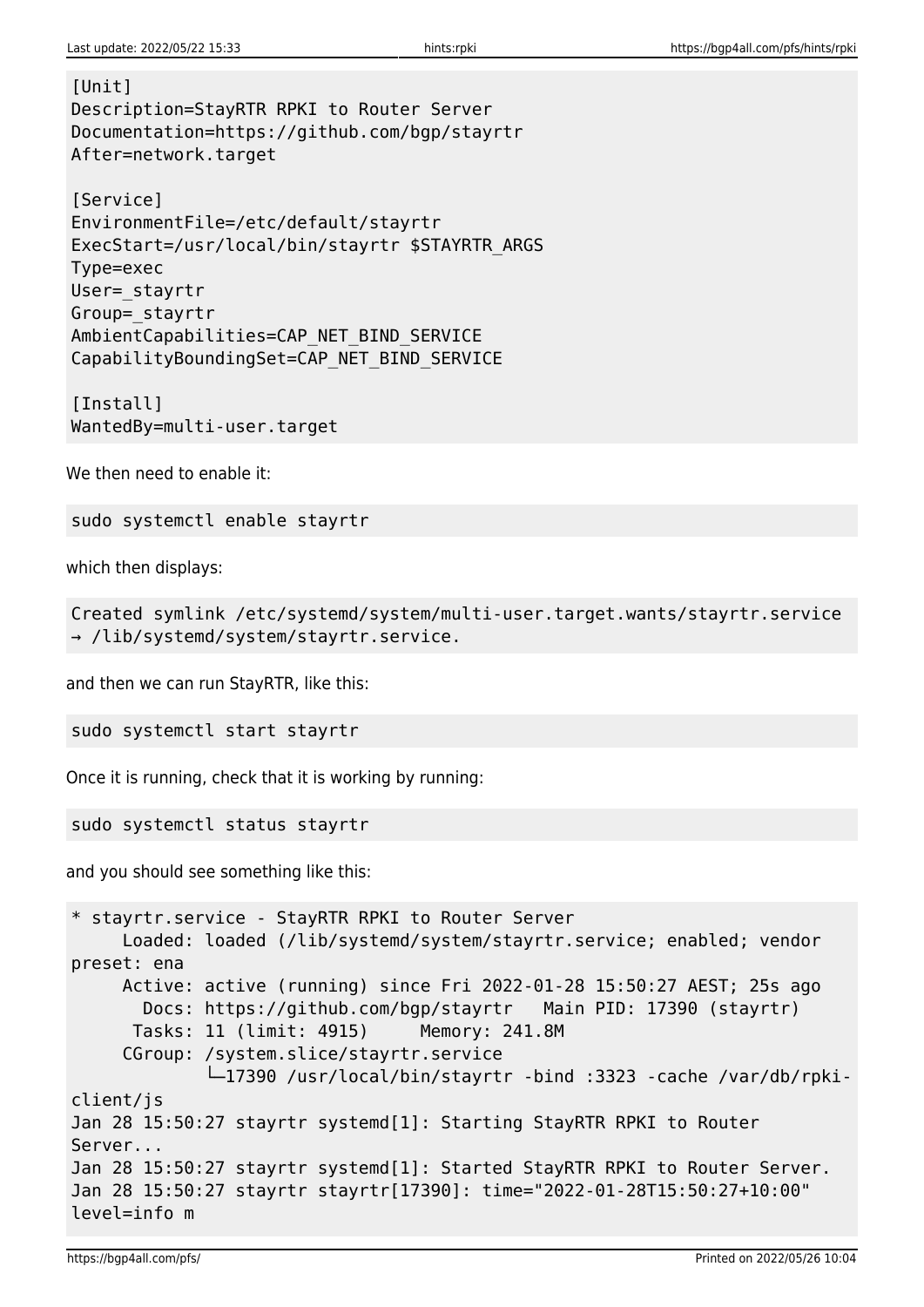```
[Unit]
Description=StayRTR RPKI to Router Server
Documentation=https://github.com/bgp/stayrtr
After=network.target

[Service]
EnvironmentFile=/etc/default/stayrtr
ExecStart=/usr/local/bin/stayrtr $STAYRTR_ARGS
Type=exec
User=_stayrtr
Group=_stayrtr
AmbientCapabilities=CAP_NET_BIND_SERVICE
CapabilityBoundingSet=CAP_NET_BIND_SERVICE

[Install]
WantedBy=multi-user.target
```

We then need to enable it:

```
sudo systemctl enable stayrtr
```

which then displays:

```
Created symlink /etc/systemd/system/multi-user.target.wants/stayrtr.service
→ /lib/systemd/system/stayrtr.service.
```

and then we can run StayRTR, like this:

```
sudo systemctl start stayrtr
```

Once it is running, check that it is working by running:

```
sudo systemctl status stayrtr
```

and you should see something like this:

```
* stayrtr.service - StayRTR RPKI to Router Server
     Loaded: loaded (/lib/systemd/system/stayrtr.service; enabled; vendor
preset: ena
     Active: active (running) since Fri 2022-01-28 15:50:27 AEST; 25s ago
       Docs: https://github.com/bgp/stayrtr   Main PID: 17390 (stayrtr)
      Tasks: 11 (limit: 4915)     Memory: 241.8M
     CGroup: /system.slice/stayrtr.service
             └─17390 /usr/local/bin/stayrtr -bind :3323 -cache /var/db/rpki-
client/js
Jan 28 15:50:27 stayrtr systemd[1]: Starting StayRTR RPKI to Router
Server...
Jan 28 15:50:27 stayrtr systemd[1]: Started StayRTR RPKI to Router Server.
Jan 28 15:50:27 stayrtr stayrtr[17390]: time="2022-01-28T15:50:27+10:00"
level=info m
```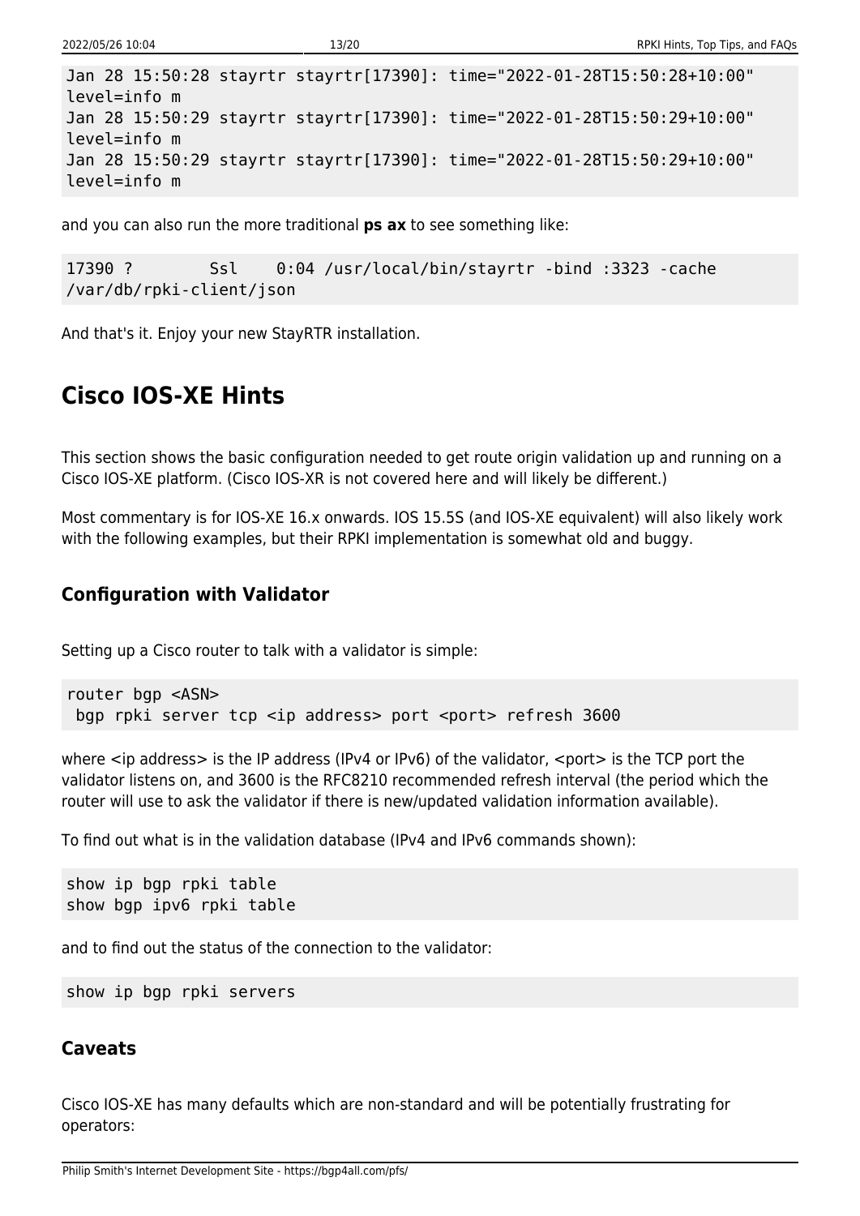```
Jan 28 15:50:28 stayrtr stayrtr[17390]: time="2022-01-28T15:50:28+10:00"
level=info m
Jan 28 15:50:29 stayrtr stayrtr[17390]: time="2022-01-28T15:50:29+10:00"
level=info m
Jan 28 15:50:29 stayrtr stayrtr[17390]: time="2022-01-28T15:50:29+10:00"
level=info m
```

and you can also run the more traditional **ps ax** to see something like:

```
17390 ?        Ssl    0:04 /usr/local/bin/stayrtr -bind :3323 -cache
/var/db/rpki-client/json
```

And that's it. Enjoy your new StayRTR installation.

# Cisco IOS-XE Hints

This section shows the basic configuration needed to get route origin validation up and running on a Cisco IOS-XE platform. (Cisco IOS-XR is not covered here and will likely be different.)

Most commentary is for IOS-XE 16.x onwards. IOS 15.5S (and IOS-XE equivalent) will also likely work with the following examples, but their RPKI implementation is somewhat old and buggy.

## Configuration with Validator

Setting up a Cisco router to talk with a validator is simple:

```
router bgp <ASN>
 bgp rpki server tcp <ip address> port <port> refresh 3600
```

where <ip address> is the IP address (IPv4 or IPv6) of the validator, <port> is the TCP port the validator listens on, and 3600 is the RFC8210 recommended refresh interval (the period which the router will use to ask the validator if there is new/updated validation information available).

To find out what is in the validation database (IPv4 and IPv6 commands shown):

```
show ip bgp rpki table
show bgp ipv6 rpki table
```

and to find out the status of the connection to the validator:

```
show ip bgp rpki servers
```

## Caveats

Cisco IOS-XE has many defaults which are non-standard and will be potentially frustrating for operators: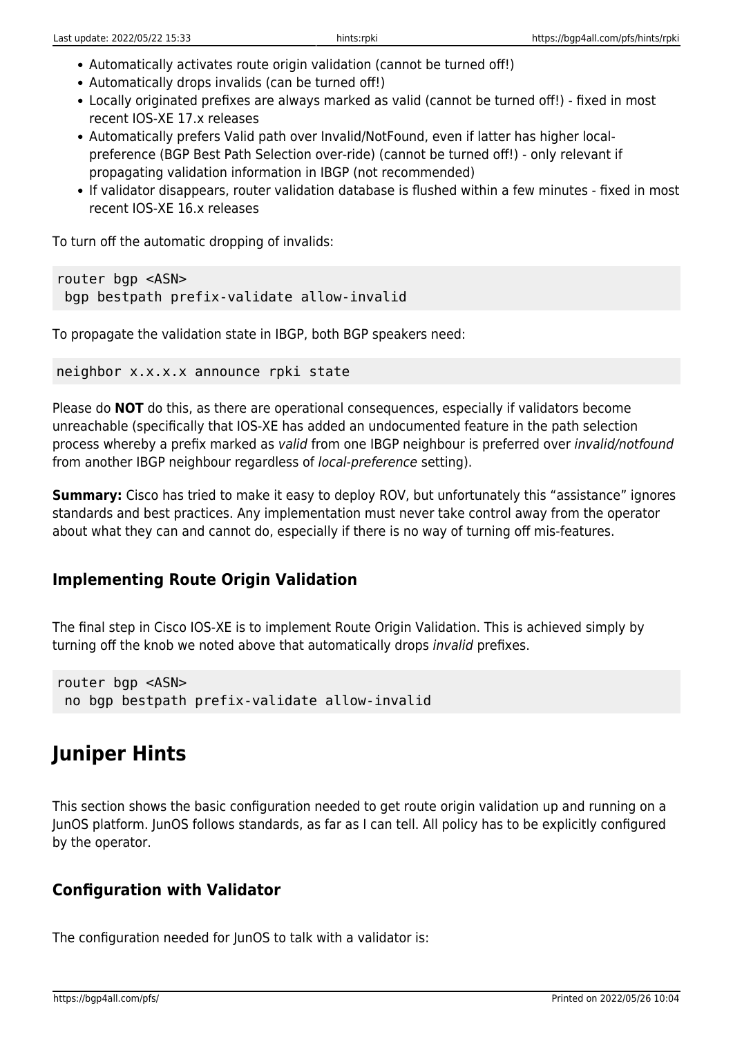- Automatically activates route origin validation (cannot be turned off!)
- Automatically drops invalids (can be turned off!)
- Locally originated prefixes are always marked as valid (cannot be turned off!) - fixed in most recent IOS-XE 17.x releases
- Automatically prefers Valid path over Invalid/NotFound, even if latter has higher local-preference (BGP Best Path Selection over-ride) (cannot be turned off!) - only relevant if propagating validation information in IBGP (not recommended)
- If validator disappears, router validation database is flushed within a few minutes - fixed in most recent IOS-XE 16.x releases

To turn off the automatic dropping of invalids:

```
router bgp <ASN>
 bgp bestpath prefix-validate allow-invalid
```

To propagate the validation state in IBGP, both BGP speakers need:

```
neighbor x.x.x.x announce rpki state
```

Please do **NOT** do this, as there are operational consequences, especially if validators become unreachable (specifically that IOS-XE has added an undocumented feature in the path selection process whereby a prefix marked as *valid* from one IBGP neighbour is preferred over *invalid/notfound* from another IBGP neighbour regardless of *local-preference* setting).

**Summary:** Cisco has tried to make it easy to deploy ROV, but unfortunately this “assistance” ignores standards and best practices. Any implementation must never take control away from the operator about what they can and cannot do, especially if there is no way of turning off mis-features.

### Implementing Route Origin Validation

The final step in Cisco IOS-XE is to implement Route Origin Validation. This is achieved simply by turning off the knob we noted above that automatically drops *invalid* prefixes.

```
router bgp <ASN>
 no bgp bestpath prefix-validate allow-invalid
```

## Juniper Hints

This section shows the basic configuration needed to get route origin validation up and running on a JunOS platform. JunOS follows standards, as far as I can tell. All policy has to be explicitly configured by the operator.

### Configuration with Validator

The configuration needed for JunOS to talk with a validator is: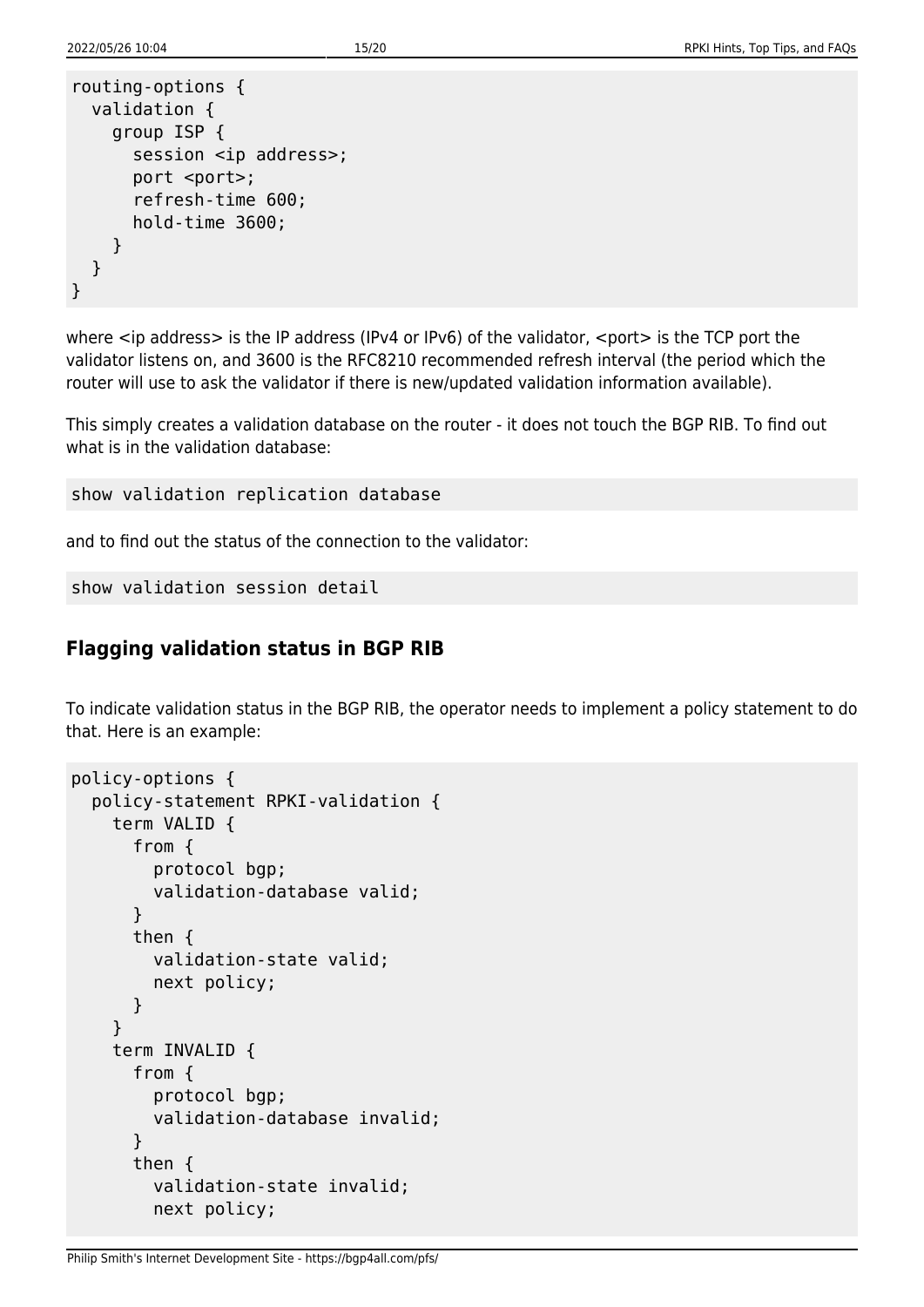```
routing-options {
  validation {
    group ISP {
      session <ip address>;
      port <port>;
      refresh-time 600;
      hold-time 3600;
    }
  }
}
```

where <ip address> is the IP address (IPv4 or IPv6) of the validator, <port> is the TCP port the validator listens on, and 3600 is the RFC8210 recommended refresh interval (the period which the router will use to ask the validator if there is new/updated validation information available).

This simply creates a validation database on the router - it does not touch the BGP RIB. To find out what is in the validation database:

```
show validation replication database
```

and to find out the status of the connection to the validator:

```
show validation session detail
```

## Flagging validation status in BGP RIB

To indicate validation status in the BGP RIB, the operator needs to implement a policy statement to do that. Here is an example:

```
policy-options {
  policy-statement RPKI-validation {
    term VALID {
      from {
        protocol bgp;
        validation-database valid;
      }
      then {
        validation-state valid;
        next policy;
      }
    }
    term INVALID {
      from {
        protocol bgp;
        validation-database invalid;
      }
      then {
        validation-state invalid;
        next policy;
```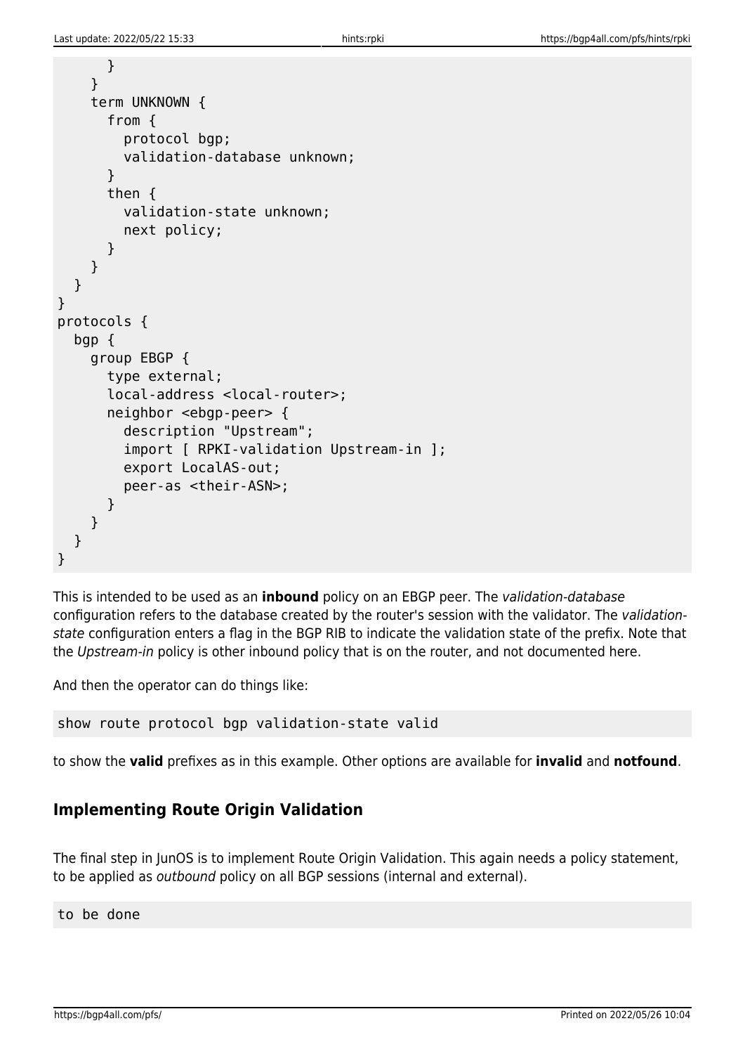```
      }
    }
    term UNKNOWN {
      from {
        protocol bgp;
        validation-database unknown;
      }
      then {
        validation-state unknown;
        next policy;
      }
    }
  }
}
protocols {
  bgp {
    group EBGP {
      type external;
      local-address <local-router>;
      neighbor <ebgp-peer> {
        description "Upstream";
        import [ RPKI-validation Upstream-in ];
        export LocalAS-out;
        peer-as <their-ASN>;
      }
    }
  }
}
```

This is intended to be used as an **inbound** policy on an EBGP peer. The *validation-database* configuration refers to the database created by the router's session with the validator. The *validation-state* configuration enters a flag in the BGP RIB to indicate the validation state of the prefix. Note that the *Upstream-in* policy is other inbound policy that is on the router, and not documented here.

And then the operator can do things like:

```
show route protocol bgp validation-state valid
```

to show the **valid** prefixes as in this example. Other options are available for **invalid** and **notfound**.

### Implementing Route Origin Validation

The final step in JunOS is to implement Route Origin Validation. This again needs a policy statement, to be applied as *outbound* policy on all BGP sessions (internal and external).

```
to be done
```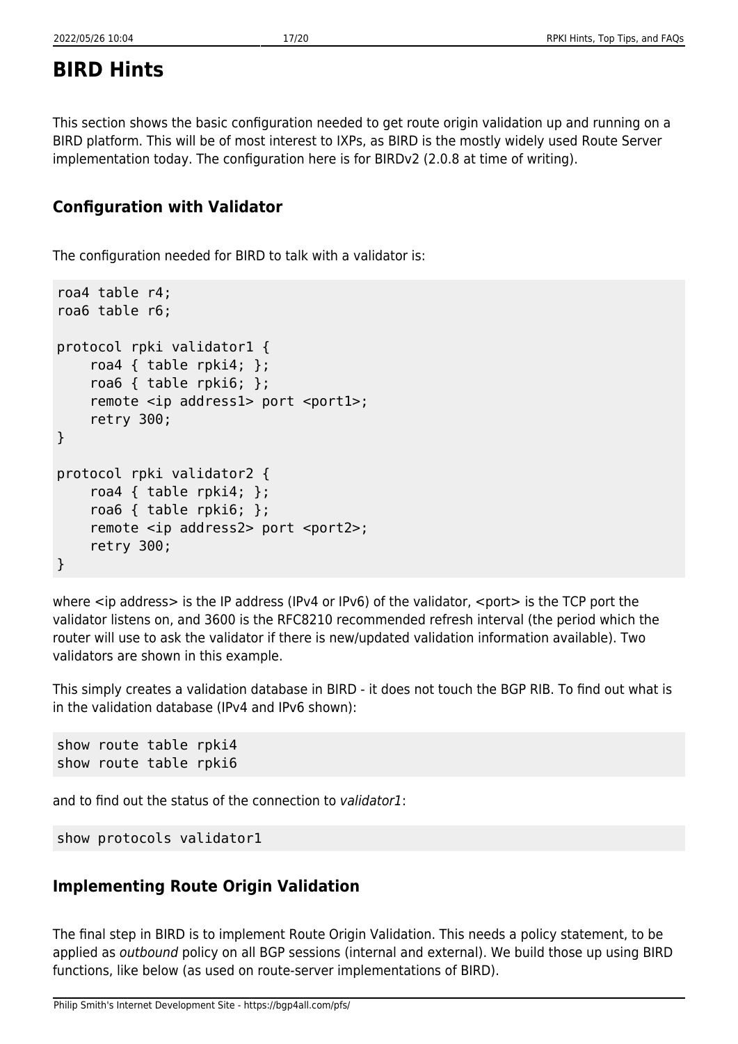# BIRD Hints

This section shows the basic configuration needed to get route origin validation up and running on a BIRD platform. This will be of most interest to IXPs, as BIRD is the mostly widely used Route Server implementation today. The configuration here is for BIRDv2 (2.0.8 at time of writing).

## Configuration with Validator

The configuration needed for BIRD to talk with a validator is:

```
roa4 table r4;
roa6 table r6;

protocol rpki validator1 {
    roa4 { table rpki4; };
    roa6 { table rpki6; };
    remote <ip address1> port <port1>;
    retry 300;
}

protocol rpki validator2 {
    roa4 { table rpki4; };
    roa6 { table rpki6; };
    remote <ip address2> port <port2>;
    retry 300;
}
```

where <ip address> is the IP address (IPv4 or IPv6) of the validator, <port> is the TCP port the validator listens on, and 3600 is the RFC8210 recommended refresh interval (the period which the router will use to ask the validator if there is new/updated validation information available). Two validators are shown in this example.

This simply creates a validation database in BIRD - it does not touch the BGP RIB. To find out what is in the validation database (IPv4 and IPv6 shown):

```
show route table rpki4
show route table rpki6
```

and to find out the status of the connection to *validator1*:

```
show protocols validator1
```

## Implementing Route Origin Validation

The final step in BIRD is to implement Route Origin Validation. This needs a policy statement, to be applied as *outbound* policy on all BGP sessions (internal and external). We build those up using BIRD functions, like below (as used on route-server implementations of BIRD).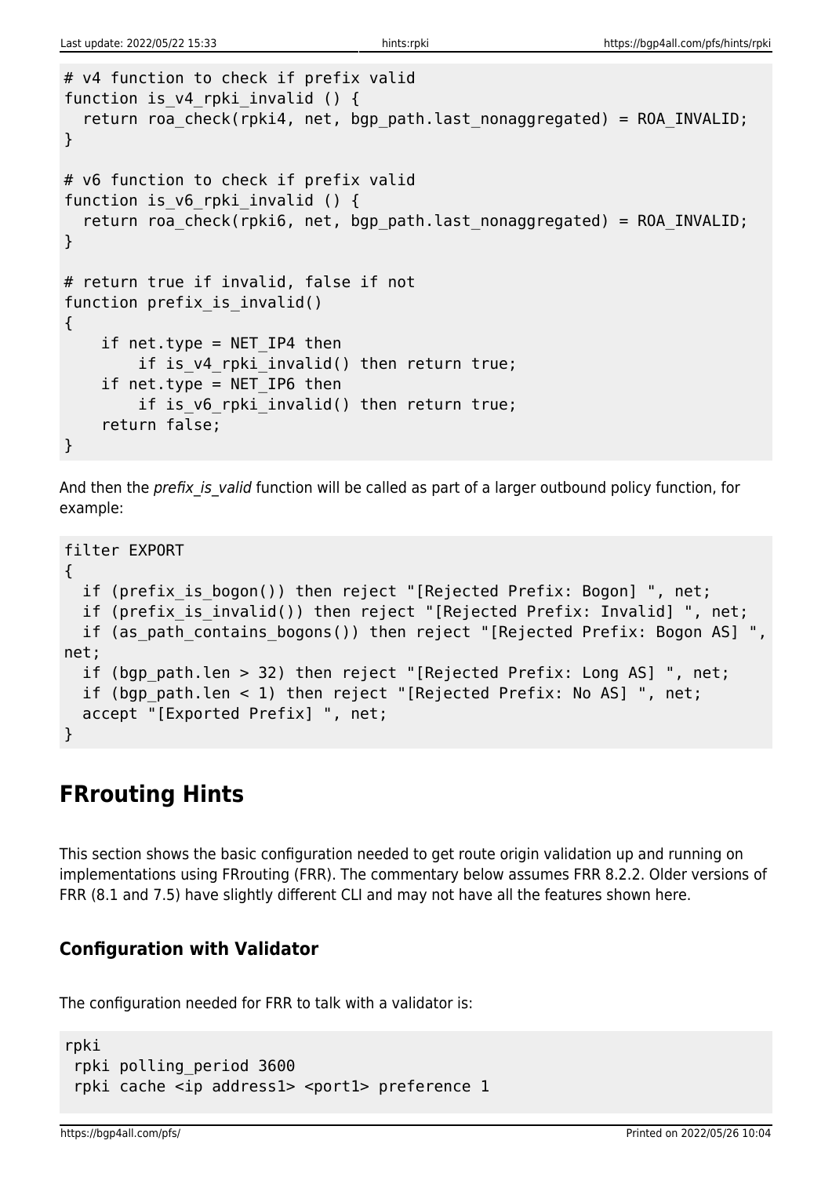```
# v4 function to check if prefix valid
function is_v4_rpki_invalid () {
  return roa_check(rpki4, net, bgp_path.last_nonaggregated) = ROA_INVALID;
}

# v6 function to check if prefix valid
function is_v6_rpki_invalid () {
  return roa_check(rpki6, net, bgp_path.last_nonaggregated) = ROA_INVALID;
}

# return true if invalid, false if not
function prefix_is_invalid()
{
    if net.type = NET_IP4 then
        if is_v4_rpki_invalid() then return true;
    if net.type = NET_IP6 then
        if is_v6_rpki_invalid() then return true;
    return false;
}
```

And then the *prefix_is_valid* function will be called as part of a larger outbound policy function, for example:

```
filter EXPORT
{
  if (prefix_is_bogon()) then reject "[Rejected Prefix: Bogon] ", net;
  if (prefix_is_invalid()) then reject "[Rejected Prefix: Invalid] ", net;
  if (as_path_contains_bogons()) then reject "[Rejected Prefix: Bogon AS] ",
net;
  if (bgp_path.len > 32) then reject "[Rejected Prefix: Long AS] ", net;
  if (bgp_path.len < 1) then reject "[Rejected Prefix: No AS] ", net;
  accept "[Exported Prefix] ", net;
}
```

## FRrouting Hints

This section shows the basic configuration needed to get route origin validation up and running on implementations using FRrouting (FRR). The commentary below assumes FRR 8.2.2. Older versions of FRR (8.1 and 7.5) have slightly different CLI and may not have all the features shown here.

### Configuration with Validator

The configuration needed for FRR to talk with a validator is:

```
rpki
 rpki polling_period 3600
 rpki cache <ip address1> <port1> preference 1
```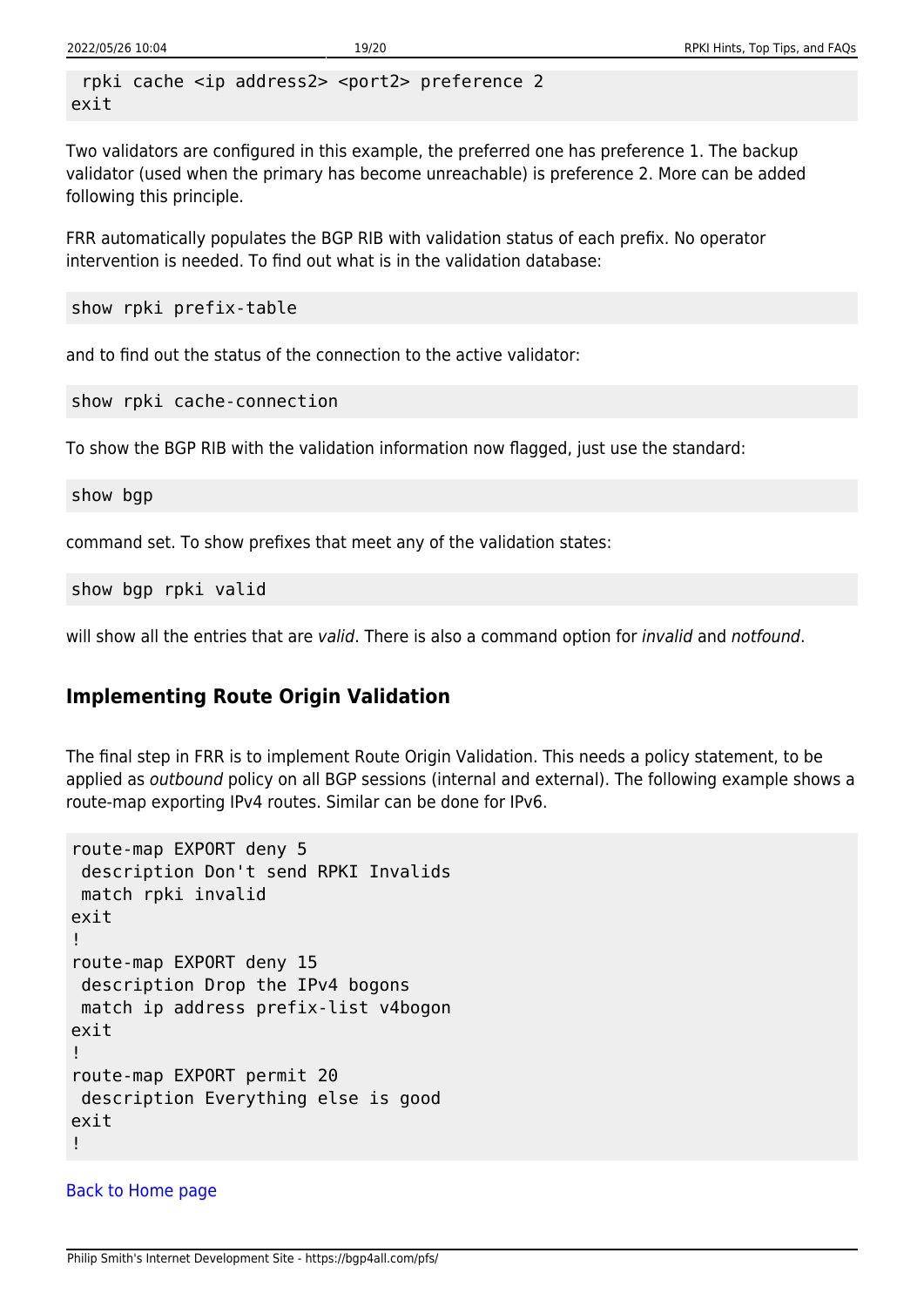```
 rpki cache <ip address2> <port2> preference 2
exit
```

Two validators are configured in this example, the preferred one has preference 1. The backup validator (used when the primary has become unreachable) is preference 2. More can be added following this principle.

FRR automatically populates the BGP RIB with validation status of each prefix. No operator intervention is needed. To find out what is in the validation database:

```
show rpki prefix-table
```

and to find out the status of the connection to the active validator:

```
show rpki cache-connection
```

To show the BGP RIB with the validation information now flagged, just use the standard:

```
show bgp
```

command set. To show prefixes that meet any of the validation states:

```
show bgp rpki valid
```

will show all the entries that are *valid*. There is also a command option for *invalid* and *notfound*.

### Implementing Route Origin Validation

The final step in FRR is to implement Route Origin Validation. This needs a policy statement, to be applied as *outbound* policy on all BGP sessions (internal and external). The following example shows a route-map exporting IPv4 routes. Similar can be done for IPv6.

```
route-map EXPORT deny 5
 description Don't send RPKI Invalids
 match rpki invalid
exit
!
route-map EXPORT deny 15
 description Drop the IPv4 bogons
 match ip address prefix-list v4bogon
exit
!
route-map EXPORT permit 20
 description Everything else is good
exit
!
```

Back to Home page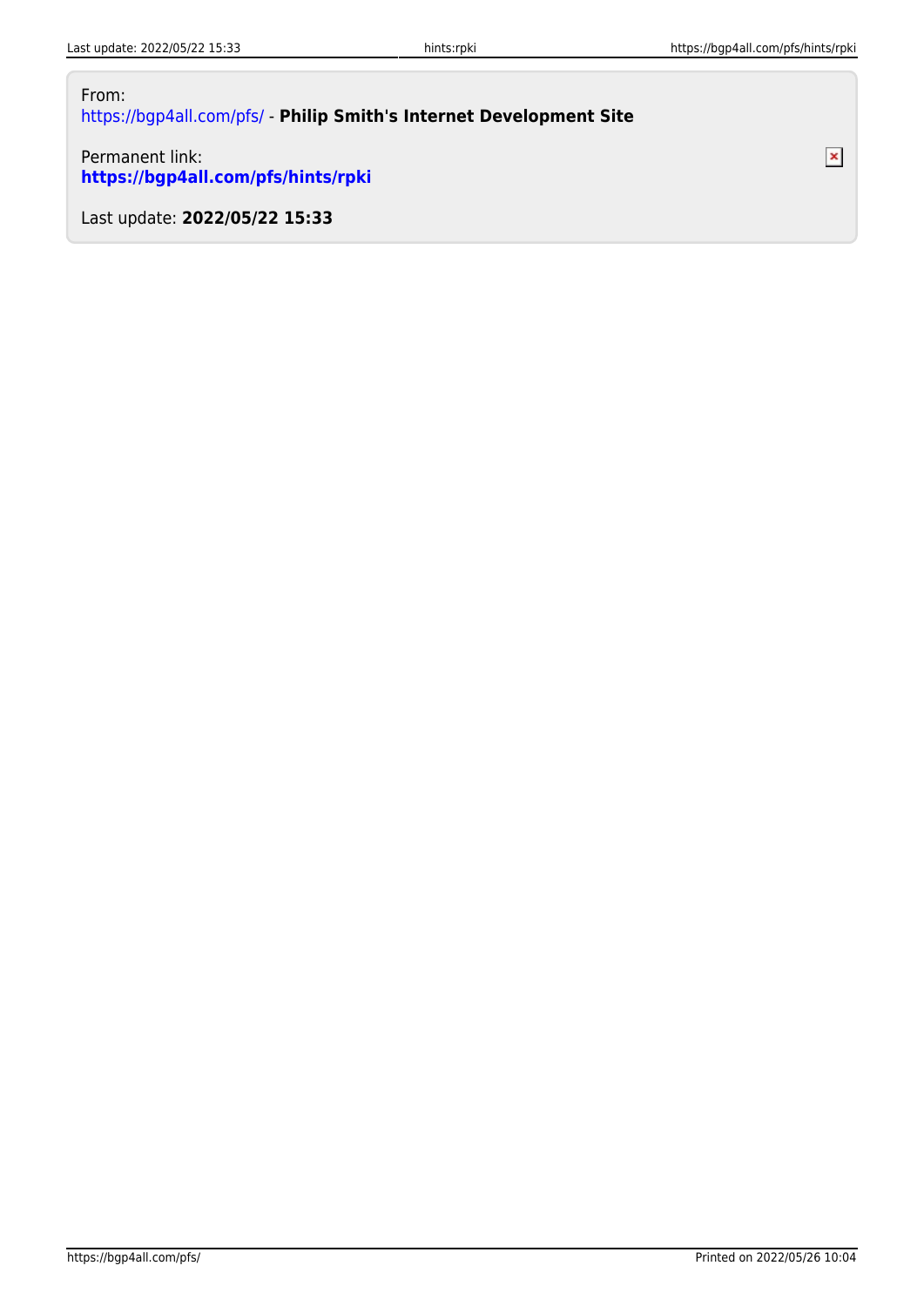From:
https://bgp4all.com/pfs/ - **Philip Smith's Internet Development Site**

Permanent link:
**https://bgp4all.com/pfs/hints/rpki**

Last update: **2022/05/22 15:33**